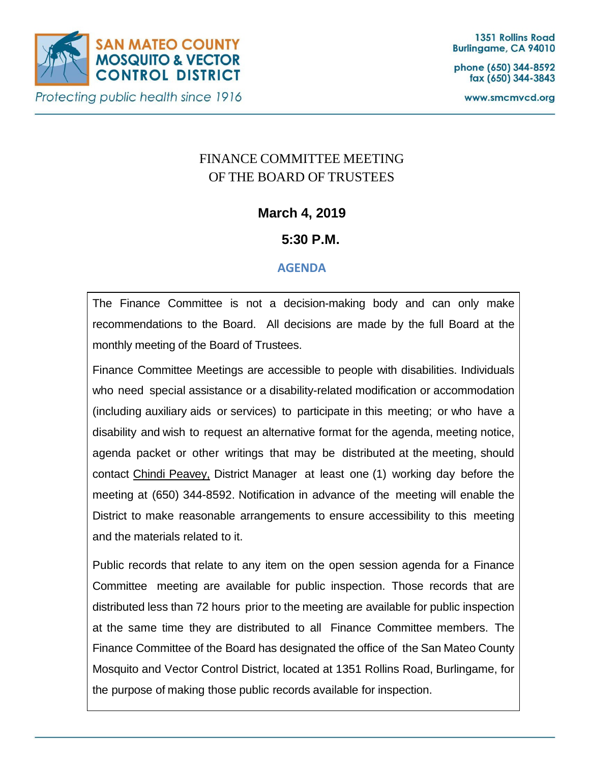**SAN MATEO COUNTY MOSQUITO & VECTOR CONTROL DISTRICT**

*Protecting public health since 1916*

1351 Rollins Road
Burlingame, CA 94010

phone (650) 344-8592
fax (650) 344-3843

www.smcmvcd.org

# FINANCE COMMITTEE MEETING OF THE BOARD OF TRUSTEES

**March 4, 2019**

**5:30 P.M.**

## AGENDA

The Finance Committee is not a decision-making body and can only make recommendations to the Board. All decisions are made by the full Board at the monthly meeting of the Board of Trustees.

Finance Committee Meetings are accessible to people with disabilities. Individuals who need special assistance or a disability-related modification or accommodation (including auxiliary aids or services) to participate in this meeting; or who have a disability and wish to request an alternative format for the agenda, meeting notice, agenda packet or other writings that may be distributed at the meeting, should contact Chindi Peavey, District Manager at least one (1) working day before the meeting at (650) 344-8592. Notification in advance of the meeting will enable the District to make reasonable arrangements to ensure accessibility to this meeting and the materials related to it.

Public records that relate to any item on the open session agenda for a Finance Committee meeting are available for public inspection. Those records that are distributed less than 72 hours prior to the meeting are available for public inspection at the same time they are distributed to all Finance Committee members. The Finance Committee of the Board has designated the office of the San Mateo County Mosquito and Vector Control District, located at 1351 Rollins Road, Burlingame, for the purpose of making those public records available for inspection.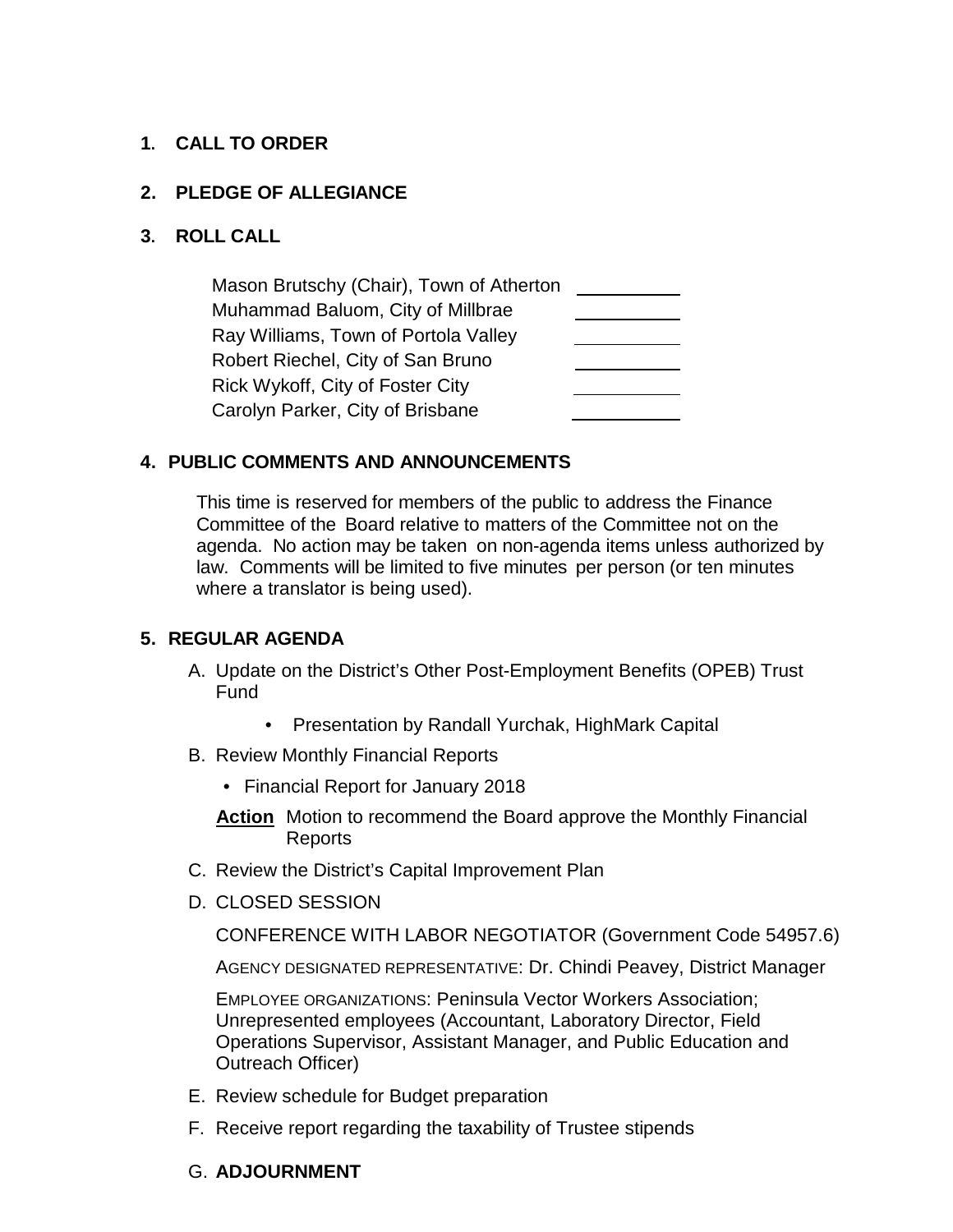## 1. CALL TO ORDER

## 2. PLEDGE OF ALLEGIANCE

## 3. ROLL CALL

| | |
|---|---|
| Mason Brutschy (Chair), Town of Atherton | ______ |
| Muhammad Baluom, City of Millbrae | ______ |
| Ray Williams, Town of Portola Valley | ______ |
| Robert Riechel, City of San Bruno | ______ |
| Rick Wykoff, City of Foster City | ______ |
| Carolyn Parker, City of Brisbane | ______ |

## 4. PUBLIC COMMENTS AND ANNOUNCEMENTS

This time is reserved for members of the public to address the Finance Committee of the Board relative to matters of the Committee not on the agenda. No action may be taken on non-agenda items unless authorized by law. Comments will be limited to five minutes per person (or ten minutes where a translator is being used).

## 5. REGULAR AGENDA

A. Update on the District's Other Post-Employment Benefits (OPEB) Trust Fund

- Presentation by Randall Yurchak, HighMark Capital

B. Review Monthly Financial Reports

- Financial Report for January 2018

**Action** Motion to recommend the Board approve the Monthly Financial Reports

C. Review the District's Capital Improvement Plan

D. CLOSED SESSION

CONFERENCE WITH LABOR NEGOTIATOR (Government Code 54957.6)

AGENCY DESIGNATED REPRESENTATIVE: Dr. Chindi Peavey, District Manager

EMPLOYEE ORGANIZATIONS: Peninsula Vector Workers Association; Unrepresented employees (Accountant, Laboratory Director, Field Operations Supervisor, Assistant Manager, and Public Education and Outreach Officer)

E. Review schedule for Budget preparation

F. Receive report regarding the taxability of Trustee stipends

G. **ADJOURNMENT**